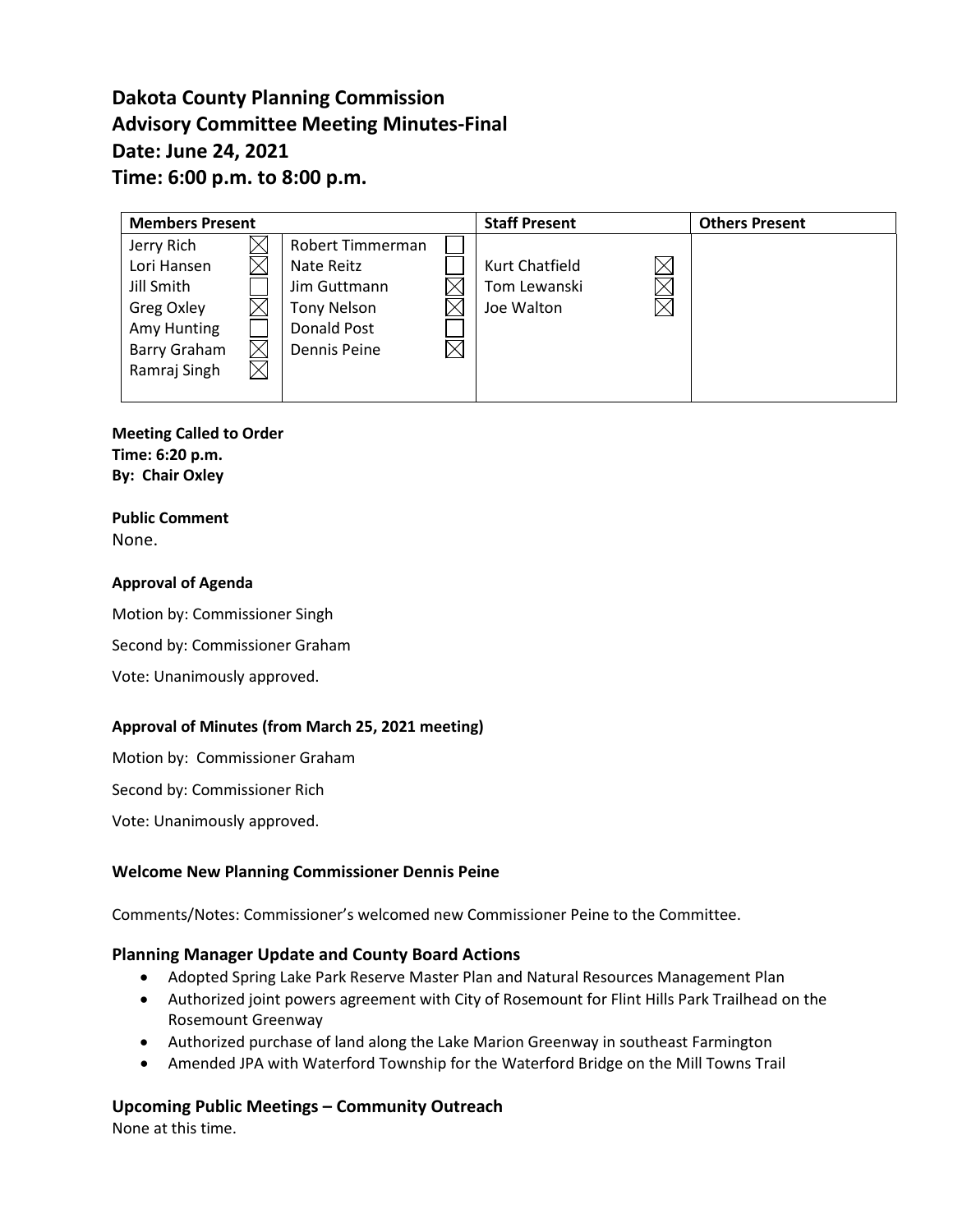# Dakota County Planning Commission
# Advisory Committee Meeting Minutes-Final
# Date: June 24, 2021
# Time: 6:00 p.m. to 8:00 p.m.

| Members Present | | | | Staff Present | | Others Present |
|---|---|---|---|---|---|---|
| Jerry Rich | ☒ | Robert Timmerman | ☐ | | | |
| Lori Hansen | ☒ | Nate Reitz | ☐ | Kurt Chatfield | ☒ | |
| Jill Smith | ☐ | Jim Guttmann | ☒ | Tom Lewanski | ☒ | |
| Greg Oxley | ☒ | Tony Nelson | ☒ | Joe Walton | ☒ | |
| Amy Hunting | ☐ | Donald Post | ☐ | | | |
| Barry Graham | ☒ | Dennis Peine | ☒ | | | |
| Ramraj Singh | ☒ | | | | | |

**Meeting Called to Order**
**Time: 6:20 p.m.**
**By: Chair Oxley**

**Public Comment**
None.

**Approval of Agenda**

Motion by: Commissioner Singh

Second by: Commissioner Graham

Vote: Unanimously approved.

**Approval of Minutes (from March 25, 2021 meeting)**

Motion by: Commissioner Graham

Second by: Commissioner Rich

Vote: Unanimously approved.

**Welcome New Planning Commissioner Dennis Peine**

Comments/Notes: Commissioner's welcomed new Commissioner Peine to the Committee.

## Planning Manager Update and County Board Actions

- Adopted Spring Lake Park Reserve Master Plan and Natural Resources Management Plan
- Authorized joint powers agreement with City of Rosemount for Flint Hills Park Trailhead on the Rosemount Greenway
- Authorized purchase of land along the Lake Marion Greenway in southeast Farmington
- Amended JPA with Waterford Township for the Waterford Bridge on the Mill Towns Trail

## Upcoming Public Meetings – Community Outreach

None at this time.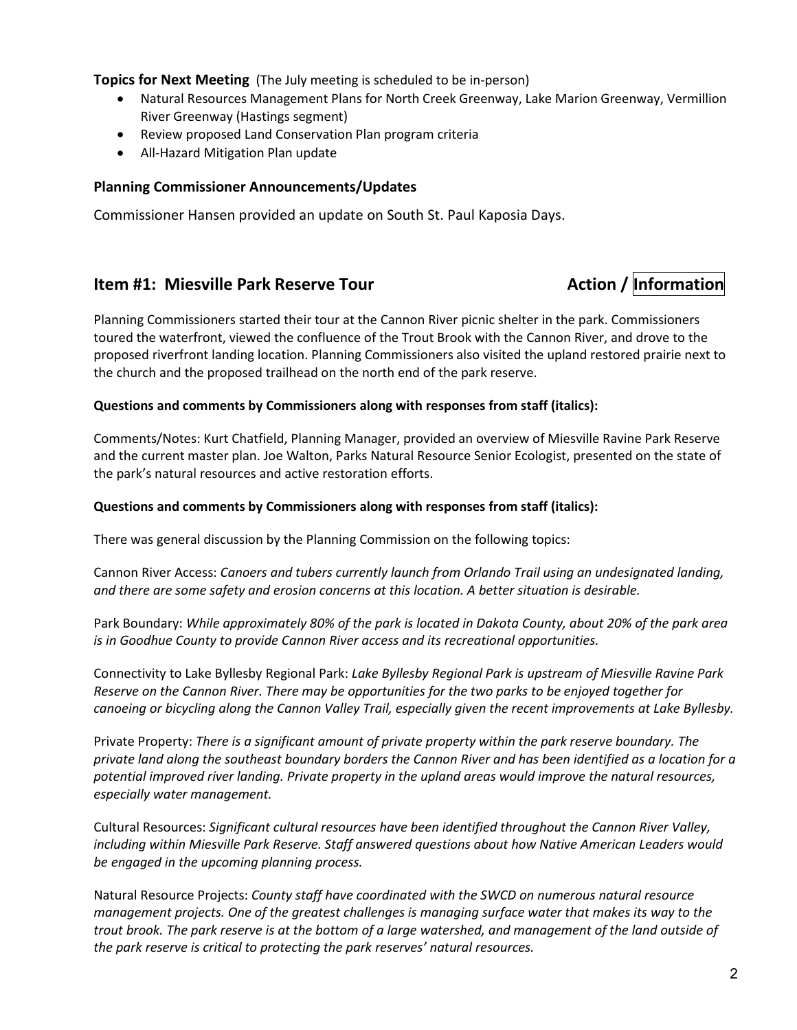**Topics for Next Meeting** (The July meeting is scheduled to be in-person)

- Natural Resources Management Plans for North Creek Greenway, Lake Marion Greenway, Vermillion River Greenway (Hastings segment)
- Review proposed Land Conservation Plan program criteria
- All-Hazard Mitigation Plan update

**Planning Commissioner Announcements/Updates**

Commissioner Hansen provided an update on South St. Paul Kaposia Days.

## Item #1: Miesville Park Reserve Tour — Action / Information

Planning Commissioners started their tour at the Cannon River picnic shelter in the park. Commissioners toured the waterfront, viewed the confluence of the Trout Brook with the Cannon River, and drove to the proposed riverfront landing location. Planning Commissioners also visited the upland restored prairie next to the church and the proposed trailhead on the north end of the park reserve.

**Questions and comments by Commissioners along with responses from staff (italics):**

Comments/Notes: Kurt Chatfield, Planning Manager, provided an overview of Miesville Ravine Park Reserve and the current master plan. Joe Walton, Parks Natural Resource Senior Ecologist, presented on the state of the park's natural resources and active restoration efforts.

**Questions and comments by Commissioners along with responses from staff (italics):**

There was general discussion by the Planning Commission on the following topics:

Cannon River Access: *Canoers and tubers currently launch from Orlando Trail using an undesignated landing, and there are some safety and erosion concerns at this location. A better situation is desirable.*

Park Boundary: *While approximately 80% of the park is located in Dakota County, about 20% of the park area is in Goodhue County to provide Cannon River access and its recreational opportunities.*

Connectivity to Lake Byllesby Regional Park: *Lake Byllesby Regional Park is upstream of Miesville Ravine Park Reserve on the Cannon River. There may be opportunities for the two parks to be enjoyed together for canoeing or bicycling along the Cannon Valley Trail, especially given the recent improvements at Lake Byllesby.*

Private Property: *There is a significant amount of private property within the park reserve boundary. The private land along the southeast boundary borders the Cannon River and has been identified as a location for a potential improved river landing. Private property in the upland areas would improve the natural resources, especially water management.*

Cultural Resources: *Significant cultural resources have been identified throughout the Cannon River Valley, including within Miesville Park Reserve. Staff answered questions about how Native American Leaders would be engaged in the upcoming planning process.*

Natural Resource Projects: *County staff have coordinated with the SWCD on numerous natural resource management projects. One of the greatest challenges is managing surface water that makes its way to the trout brook. The park reserve is at the bottom of a large watershed, and management of the land outside of the park reserve is critical to protecting the park reserves' natural resources.*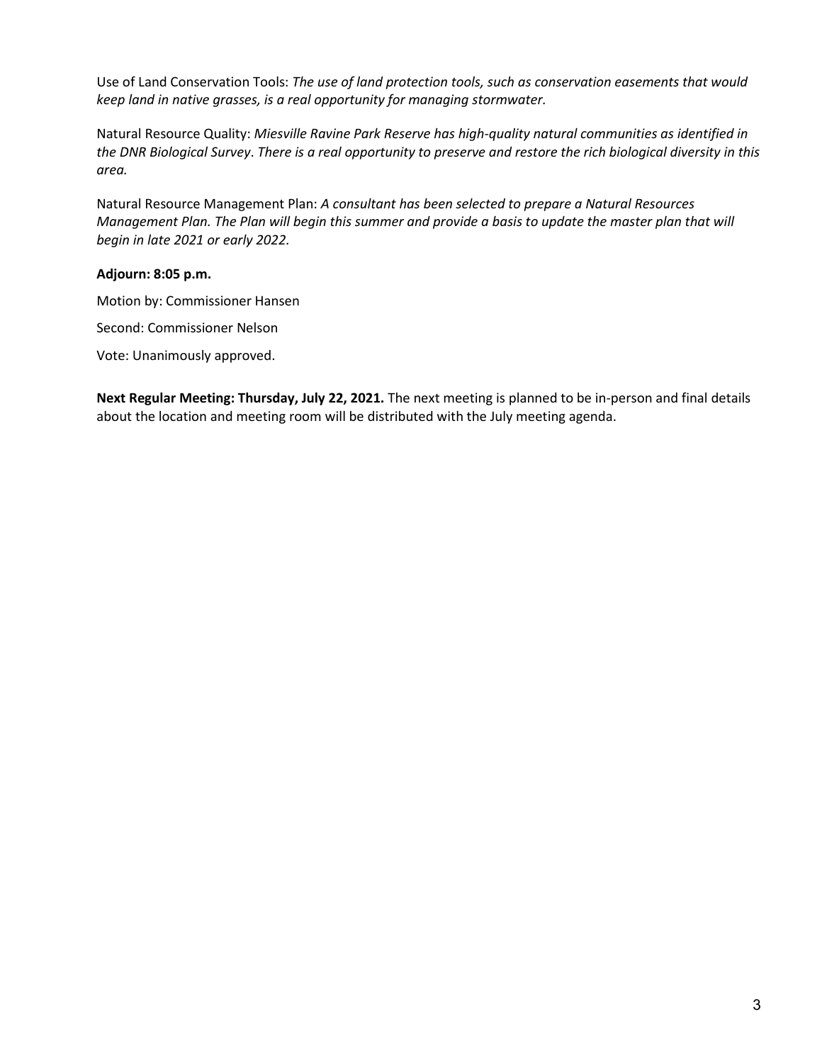Use of Land Conservation Tools: *The use of land protection tools, such as conservation easements that would keep land in native grasses, is a real opportunity for managing stormwater.*

Natural Resource Quality: *Miesville Ravine Park Reserve has high-quality natural communities as identified in the DNR Biological Survey*. *There is a real opportunity to preserve and restore the rich biological diversity in this area.*

Natural Resource Management Plan: *A consultant has been selected to prepare a Natural Resources Management Plan. The Plan will begin this summer and provide a basis to update the master plan that will begin in late 2021 or early 2022.*

**Adjourn: 8:05 p.m.**

Motion by: Commissioner Hansen

Second: Commissioner Nelson

Vote: Unanimously approved.

**Next Regular Meeting: Thursday, July 22, 2021.** The next meeting is planned to be in-person and final details about the location and meeting room will be distributed with the July meeting agenda.